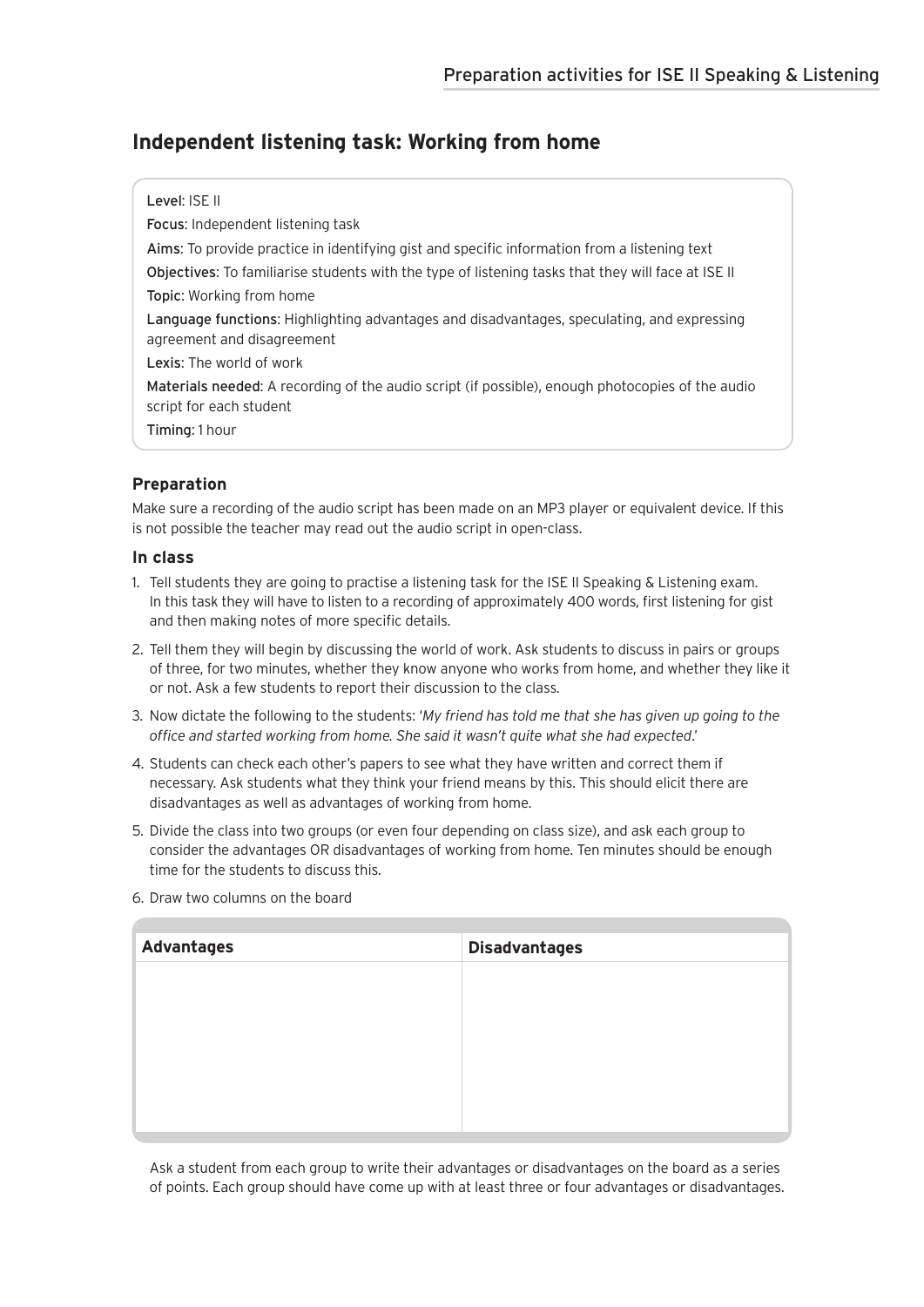## Independent listening task: Working from home

Level: ISE II

Focus: Independent listening task

Aims: To provide practice in identifying gist and specific information from a listening text

Objectives: To familiarise students with the type of listening tasks that they will face at ISE II

Topic: Working from home

Language functions: Highlighting advantages and disadvantages, speculating, and expressing agreement and disagreement

Lexis: The world of work

Materials needed: A recording of the audio script (if possible), enough photocopies of the audio script for each student

Timing: 1 hour

### Preparation

Make sure a recording of the audio script has been made on an MP3 player or equivalent device. If this is not possible the teacher may read out the audio script in open-class.

### In class

1. Tell students they are going to practise a listening task for the ISE II Speaking & Listening exam. In this task they will have to listen to a recording of approximately 400 words, first listening for gist and then making notes of more specific details.
2. Tell them they will begin by discussing the world of work. Ask students to discuss in pairs or groups of three, for two minutes, whether they know anyone who works from home, and whether they like it or not. Ask a few students to report their discussion to the class.
3. Now dictate the following to the students: '*My friend has told me that she has given up going to the office and started working from home. She said it wasn't quite what she had expected*.'
4. Students can check each other's papers to see what they have written and correct them if necessary. Ask students what they think your friend means by this. This should elicit there are disadvantages as well as advantages of working from home.
5. Divide the class into two groups (or even four depending on class size), and ask each group to consider the advantages OR disadvantages of working from home. Ten minutes should be enough time for the students to discuss this.
6. Draw two columns on the board

| Advantages | Disadvantages |
|---|---|
| | |

   Ask a student from each group to write their advantages or disadvantages on the board as a series of points. Each group should have come up with at least three or four advantages or disadvantages.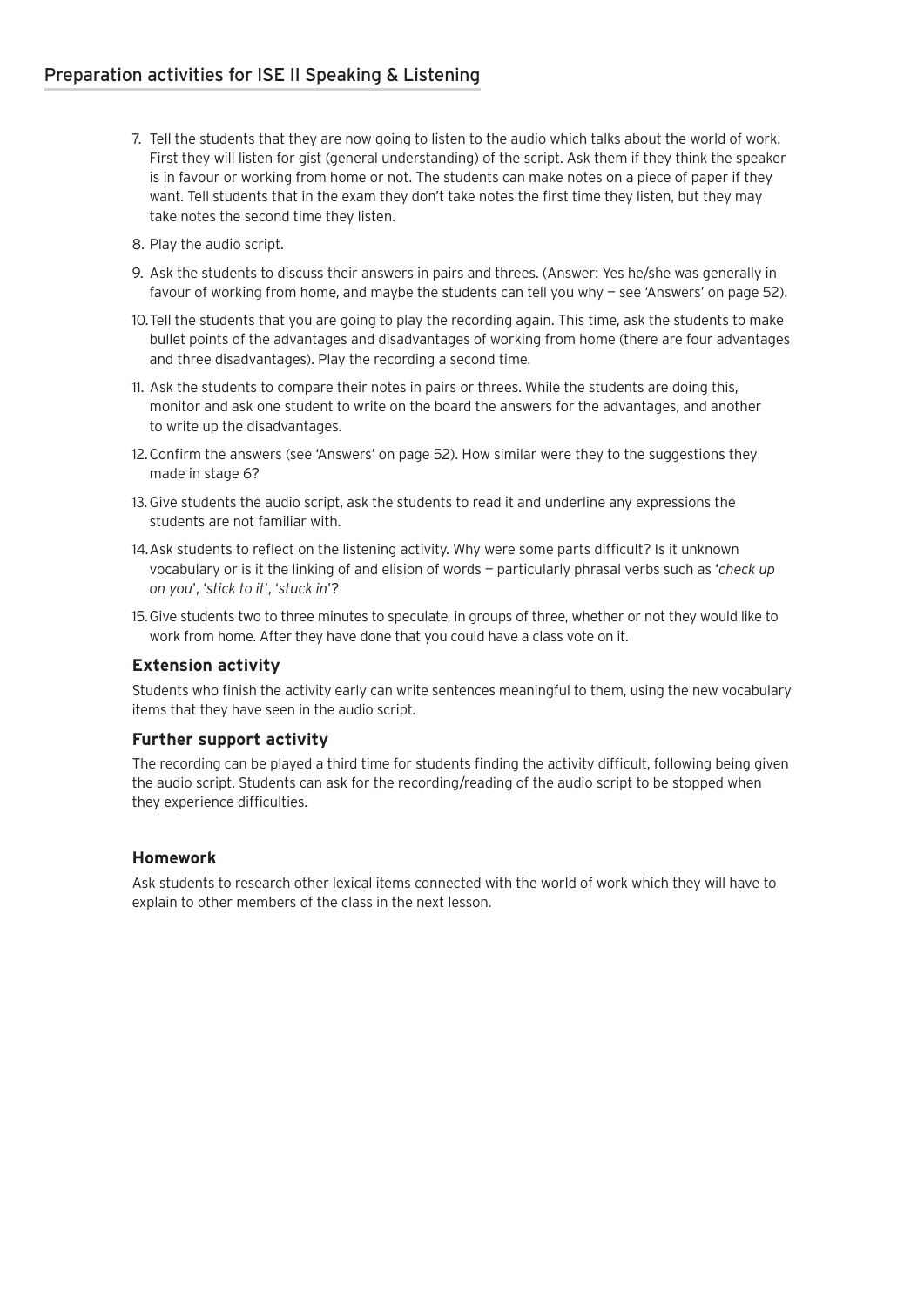7. Tell the students that they are now going to listen to the audio which talks about the world of work. First they will listen for gist (general understanding) of the script. Ask them if they think the speaker is in favour or working from home or not. The students can make notes on a piece of paper if they want. Tell students that in the exam they don't take notes the first time they listen, but they may take notes the second time they listen.
8. Play the audio script.
9. Ask the students to discuss their answers in pairs and threes. (Answer: Yes he/she was generally in favour of working from home, and maybe the students can tell you why — see 'Answers' on page 52).
10. Tell the students that you are going to play the recording again. This time, ask the students to make bullet points of the advantages and disadvantages of working from home (there are four advantages and three disadvantages). Play the recording a second time.
11. Ask the students to compare their notes in pairs or threes. While the students are doing this, monitor and ask one student to write on the board the answers for the advantages, and another to write up the disadvantages.
12. Confirm the answers (see 'Answers' on page 52). How similar were they to the suggestions they made in stage 6?
13. Give students the audio script, ask the students to read it and underline any expressions the students are not familiar with.
14. Ask students to reflect on the listening activity. Why were some parts difficult? Is it unknown vocabulary or is it the linking of and elision of words — particularly phrasal verbs such as '*check up on you*', '*stick to it*', '*stuck in*'?
15. Give students two to three minutes to speculate, in groups of three, whether or not they would like to work from home. After they have done that you could have a class vote on it.

### Extension activity

Students who finish the activity early can write sentences meaningful to them, using the new vocabulary items that they have seen in the audio script.

### Further support activity

The recording can be played a third time for students finding the activity difficult, following being given the audio script. Students can ask for the recording/reading of the audio script to be stopped when they experience difficulties.

### Homework

Ask students to research other lexical items connected with the world of work which they will have to explain to other members of the class in the next lesson.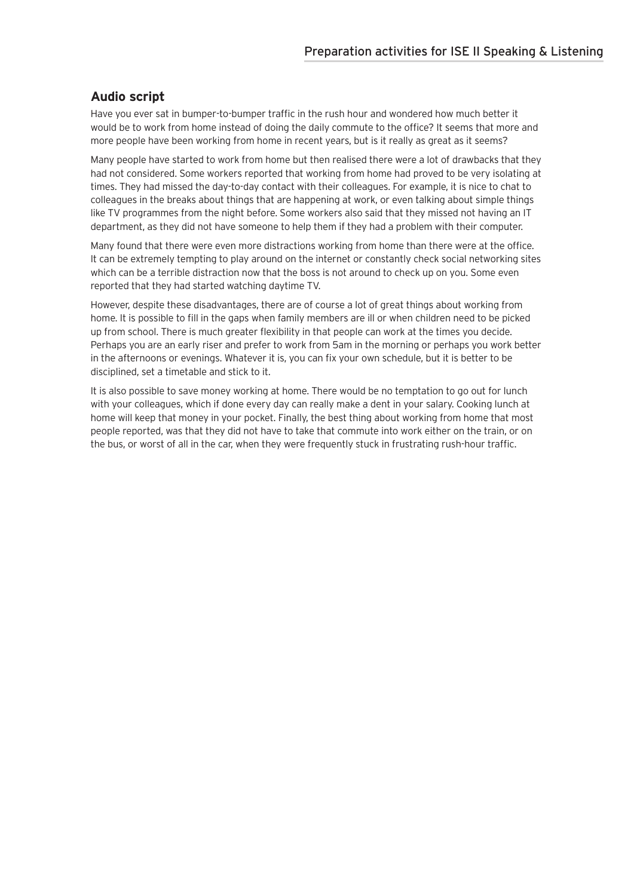## Audio script

Have you ever sat in bumper-to-bumper traffic in the rush hour and wondered how much better it would be to work from home instead of doing the daily commute to the office? It seems that more and more people have been working from home in recent years, but is it really as great as it seems?

Many people have started to work from home but then realised there were a lot of drawbacks that they had not considered. Some workers reported that working from home had proved to be very isolating at times. They had missed the day-to-day contact with their colleagues. For example, it is nice to chat to colleagues in the breaks about things that are happening at work, or even talking about simple things like TV programmes from the night before. Some workers also said that they missed not having an IT department, as they did not have someone to help them if they had a problem with their computer.

Many found that there were even more distractions working from home than there were at the office. It can be extremely tempting to play around on the internet or constantly check social networking sites which can be a terrible distraction now that the boss is not around to check up on you. Some even reported that they had started watching daytime TV.

However, despite these disadvantages, there are of course a lot of great things about working from home. It is possible to fill in the gaps when family members are ill or when children need to be picked up from school. There is much greater flexibility in that people can work at the times you decide. Perhaps you are an early riser and prefer to work from 5am in the morning or perhaps you work better in the afternoons or evenings. Whatever it is, you can fix your own schedule, but it is better to be disciplined, set a timetable and stick to it.

It is also possible to save money working at home. There would be no temptation to go out for lunch with your colleagues, which if done every day can really make a dent in your salary. Cooking lunch at home will keep that money in your pocket. Finally, the best thing about working from home that most people reported, was that they did not have to take that commute into work either on the train, or on the bus, or worst of all in the car, when they were frequently stuck in frustrating rush-hour traffic.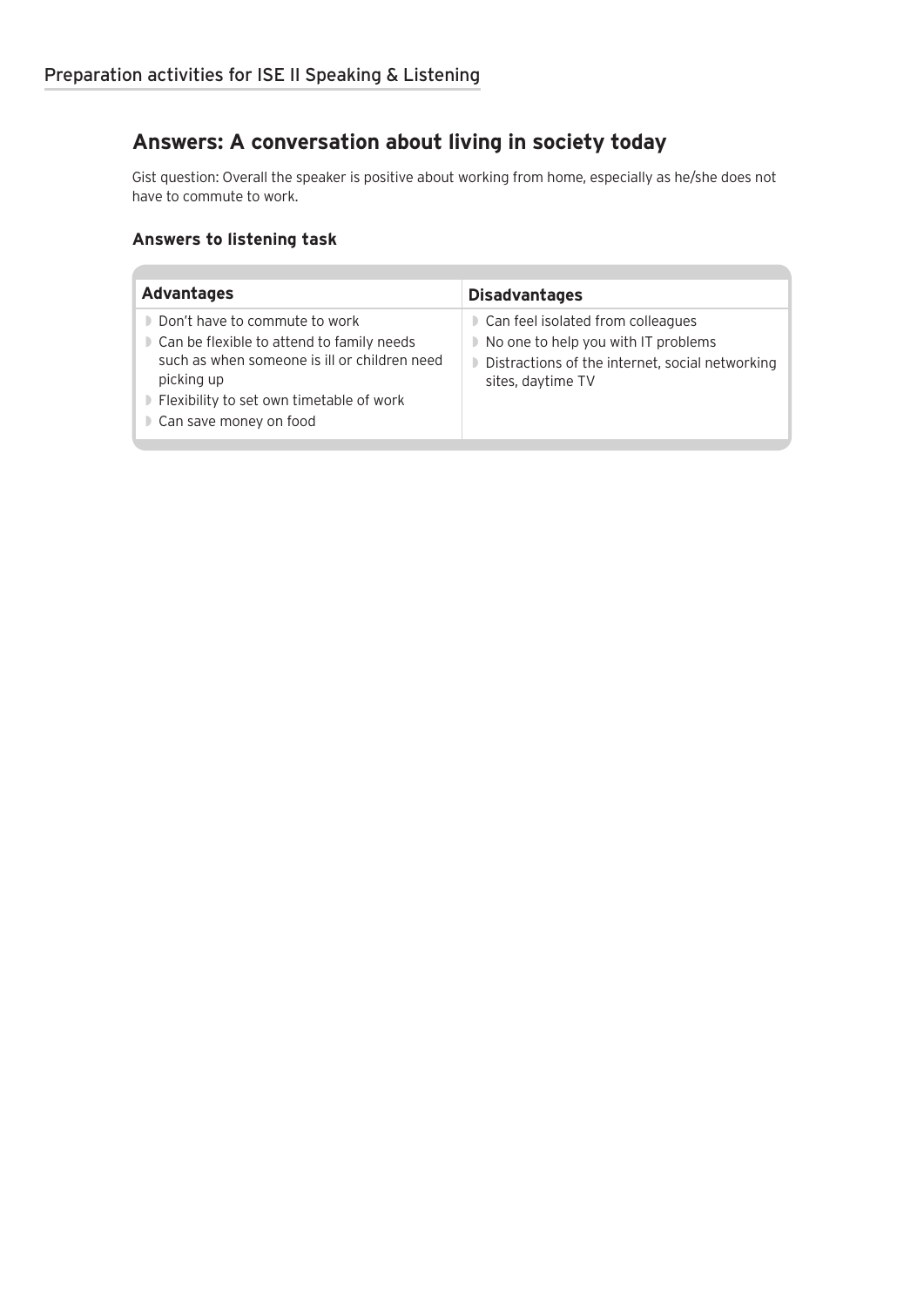## Answers: A conversation about living in society today

Gist question: Overall the speaker is positive about working from home, especially as he/she does not have to commute to work.

### Answers to listening task

| Advantages | Disadvantages |
| --- | --- |
| • Don't have to commute to work<br>• Can be flexible to attend to family needs such as when someone is ill or children need picking up<br>• Flexibility to set own timetable of work<br>• Can save money on food | • Can feel isolated from colleagues<br>• No one to help you with IT problems<br>• Distractions of the internet, social networking sites, daytime TV |